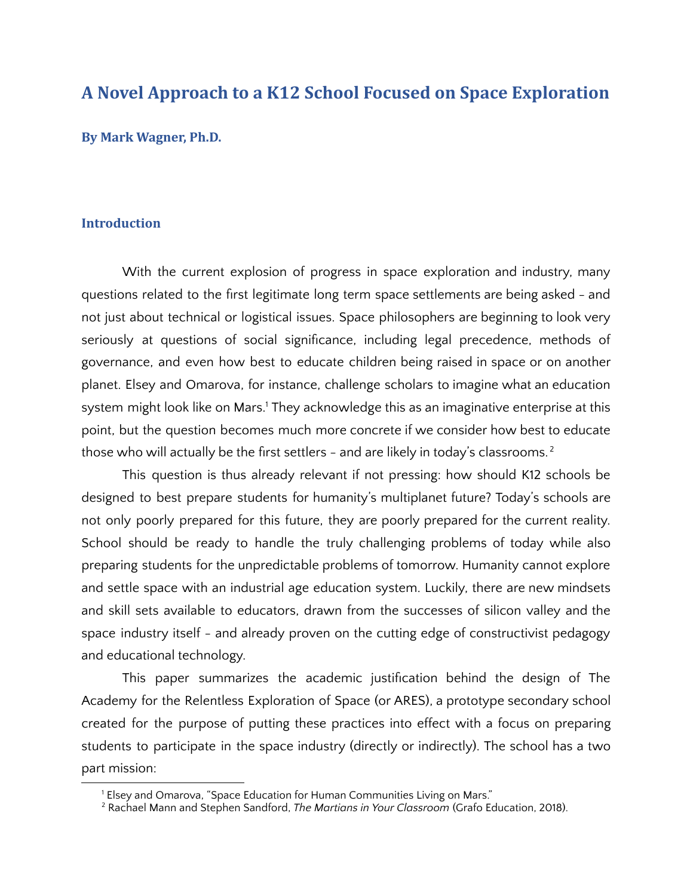# A Novel Approach to a K12 School Focused on Space Exploration

**By Mark Wagner, Ph.D.**

## Introduction

With the current explosion of progress in space exploration and industry, many questions related to the first legitimate long term space settlements are being asked - and not just about technical or logistical issues. Space philosophers are beginning to look very seriously at questions of social significance, including legal precedence, methods of governance, and even how best to educate children being raised in space or on another planet. Elsey and Omarova, for instance, challenge scholars to imagine what an education system might look like on Mars.[1] They acknowledge this as an imaginative enterprise at this point, but the question becomes much more concrete if we consider how best to educate those who will actually be the first settlers - and are likely in today's classrooms.[2]

This question is thus already relevant if not pressing: how should K12 schools be designed to best prepare students for humanity's multiplanet future? Today's schools are not only poorly prepared for this future, they are poorly prepared for the current reality. School should be ready to handle the truly challenging problems of today while also preparing students for the unpredictable problems of tomorrow. Humanity cannot explore and settle space with an industrial age education system. Luckily, there are new mindsets and skill sets available to educators, drawn from the successes of silicon valley and the space industry itself - and already proven on the cutting edge of constructivist pedagogy and educational technology.

This paper summarizes the academic justification behind the design of The Academy for the Relentless Exploration of Space (or ARES), a prototype secondary school created for the purpose of putting these practices into effect with a focus on preparing students to participate in the space industry (directly or indirectly). The school has a two part mission:

---

[1] Elsey and Omarova, "Space Education for Human Communities Living on Mars."

[2] Rachael Mann and Stephen Sandford, *The Martians in Your Classroom* (Grafo Education, 2018).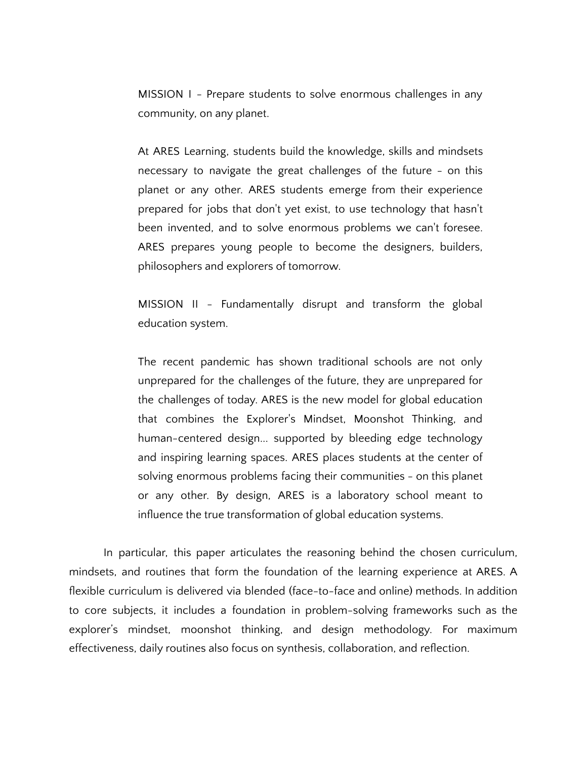> MISSION I - Prepare students to solve enormous challenges in any community, on any planet.
>
> At ARES Learning, students build the knowledge, skills and mindsets necessary to navigate the great challenges of the future - on this planet or any other. ARES students emerge from their experience prepared for jobs that don't yet exist, to use technology that hasn't been invented, and to solve enormous problems we can't foresee. ARES prepares young people to become the designers, builders, philosophers and explorers of tomorrow.
>
> MISSION II - Fundamentally disrupt and transform the global education system.
>
> The recent pandemic has shown traditional schools are not only unprepared for the challenges of the future, they are unprepared for the challenges of today. ARES is the new model for global education that combines the Explorer's Mindset, Moonshot Thinking, and human-centered design... supported by bleeding edge technology and inspiring learning spaces. ARES places students at the center of solving enormous problems facing their communities - on this planet or any other. By design, ARES is a laboratory school meant to influence the true transformation of global education systems.

In particular, this paper articulates the reasoning behind the chosen curriculum, mindsets, and routines that form the foundation of the learning experience at ARES. A flexible curriculum is delivered via blended (face-to-face and online) methods. In addition to core subjects, it includes a foundation in problem-solving frameworks such as the explorer's mindset, moonshot thinking, and design methodology. For maximum effectiveness, daily routines also focus on synthesis, collaboration, and reflection.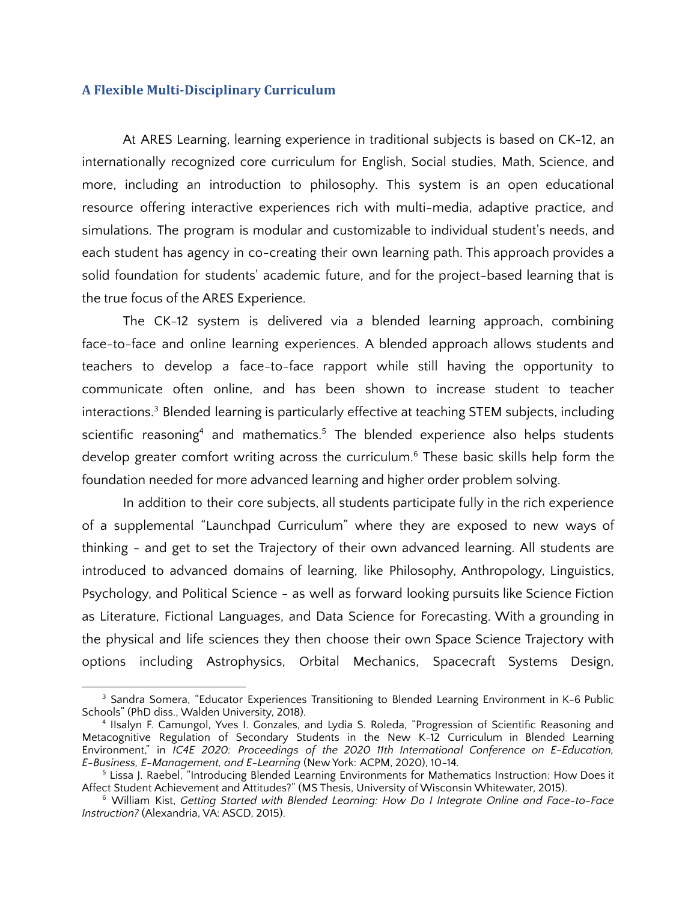## A Flexible Multi-Disciplinary Curriculum

At ARES Learning, learning experience in traditional subjects is based on CK-12, an internationally recognized core curriculum for English, Social studies, Math, Science, and more, including an introduction to philosophy. This system is an open educational resource offering interactive experiences rich with multi-media, adaptive practice, and simulations. The program is modular and customizable to individual student's needs, and each student has agency in co-creating their own learning path. This approach provides a solid foundation for students' academic future, and for the project-based learning that is the true focus of the ARES Experience.

The CK-12 system is delivered via a blended learning approach, combining face-to-face and online learning experiences. A blended approach allows students and teachers to develop a face-to-face rapport while still having the opportunity to communicate often online, and has been shown to increase student to teacher interactions.[3] Blended learning is particularly effective at teaching STEM subjects, including scientific reasoning[4] and mathematics.[5] The blended experience also helps students develop greater comfort writing across the curriculum.[6] These basic skills help form the foundation needed for more advanced learning and higher order problem solving.

In addition to their core subjects, all students participate fully in the rich experience of a supplemental "Launchpad Curriculum" where they are exposed to new ways of thinking - and get to set the Trajectory of their own advanced learning. All students are introduced to advanced domains of learning, like Philosophy, Anthropology, Linguistics, Psychology, and Political Science - as well as forward looking pursuits like Science Fiction as Literature, Fictional Languages, and Data Science for Forecasting. With a grounding in the physical and life sciences they then choose their own Space Science Trajectory with options including Astrophysics, Orbital Mechanics, Spacecraft Systems Design,

---

[3] Sandra Somera, "Educator Experiences Transitioning to Blended Learning Environment in K-6 Public Schools" (PhD diss., Walden University, 2018).

[4] IIsalyn F. Camungol, Yves I. Gonzales, and Lydia S. Roleda, "Progression of Scientific Reasoning and Metacognitive Regulation of Secondary Students in the New K-12 Curriculum in Blended Learning Environment," in *IC4E 2020: Proceedings of the 2020 11th International Conference on E-Education, E-Business, E-Management, and E-Learning* (New York: ACPM, 2020), 10-14.

[5] Lissa J. Raebel, "Introducing Blended Learning Environments for Mathematics Instruction: How Does it Affect Student Achievement and Attitudes?" (MS Thesis, University of Wisconsin Whitewater, 2015).

[6] William Kist, *Getting Started with Blended Learning: How Do I Integrate Online and Face-to-Face Instruction?* (Alexandria, VA: ASCD, 2015).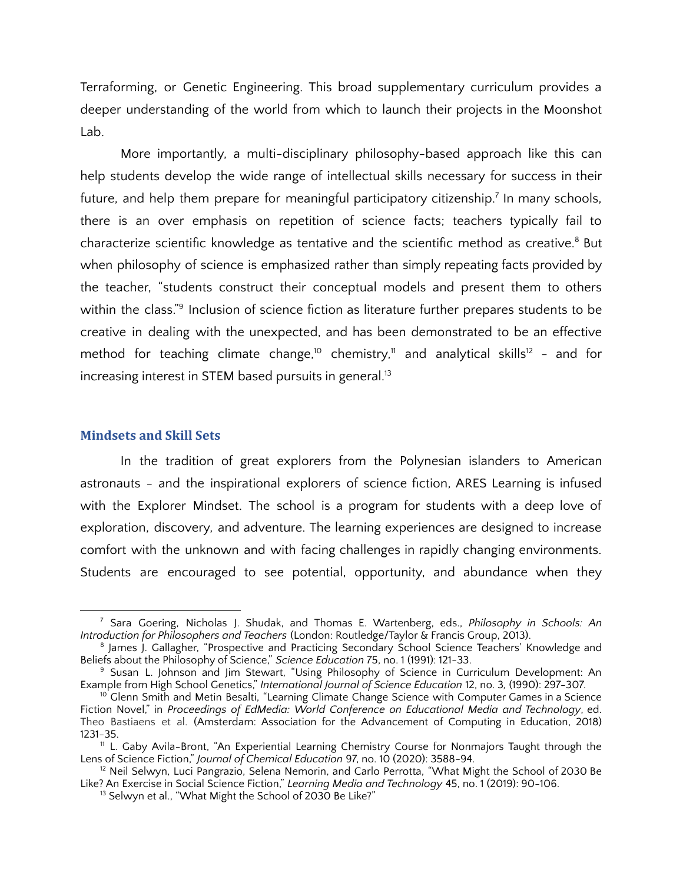Terraforming, or Genetic Engineering. This broad supplementary curriculum provides a deeper understanding of the world from which to launch their projects in the Moonshot Lab.

More importantly, a multi-disciplinary philosophy-based approach like this can help students develop the wide range of intellectual skills necessary for success in their future, and help them prepare for meaningful participatory citizenship.[7] In many schools, there is an over emphasis on repetition of science facts; teachers typically fail to characterize scientific knowledge as tentative and the scientific method as creative.[8] But when philosophy of science is emphasized rather than simply repeating facts provided by the teacher, "students construct their conceptual models and present them to others within the class."[9] Inclusion of science fiction as literature further prepares students to be creative in dealing with the unexpected, and has been demonstrated to be an effective method for teaching climate change,[10] chemistry,[11] and analytical skills[12] - and for increasing interest in STEM based pursuits in general.[13]

### Mindsets and Skill Sets

In the tradition of great explorers from the Polynesian islanders to American astronauts - and the inspirational explorers of science fiction, ARES Learning is infused with the Explorer Mindset. The school is a program for students with a deep love of exploration, discovery, and adventure. The learning experiences are designed to increase comfort with the unknown and with facing challenges in rapidly changing environments. Students are encouraged to see potential, opportunity, and abundance when they

---

[7] Sara Goering, Nicholas J. Shudak, and Thomas E. Wartenberg, eds., *Philosophy in Schools: An Introduction for Philosophers and Teachers* (London: Routledge/Taylor & Francis Group, 2013).

[8] James J. Gallagher, "Prospective and Practicing Secondary School Science Teachers' Knowledge and Beliefs about the Philosophy of Science," *Science Education* 75, no. 1 (1991): 121-33.

[9] Susan L. Johnson and Jim Stewart, "Using Philosophy of Science in Curriculum Development: An Example from High School Genetics," *International Journal of Science Education* 12, no. 3, (1990): 297-307.

[10] Glenn Smith and Metin Besalti, "Learning Climate Change Science with Computer Games in a Science Fiction Novel," in *Proceedings of EdMedia: World Conference on Educational Media and Technology*, ed. Theo Bastiaens et al. (Amsterdam: Association for the Advancement of Computing in Education, 2018) 1231-35.

[11] L. Gaby Avila-Bront, "An Experiential Learning Chemistry Course for Nonmajors Taught through the Lens of Science Fiction," *Journal of Chemical Education* 97, no. 10 (2020): 3588-94.

[12] Neil Selwyn, Luci Pangrazio, Selena Nemorin, and Carlo Perrotta, "What Might the School of 2030 Be Like? An Exercise in Social Science Fiction," *Learning Media and Technology* 45, no. 1 (2019): 90-106.

[13] Selwyn et al., "What Might the School of 2030 Be Like?"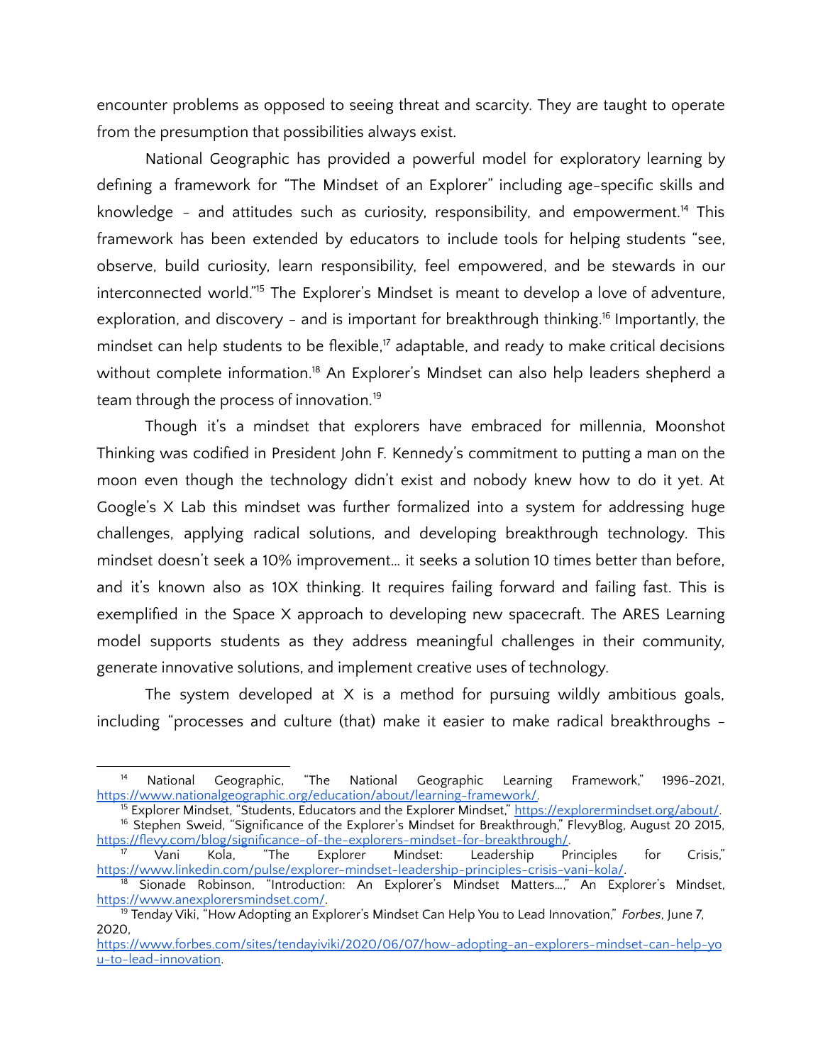encounter problems as opposed to seeing threat and scarcity. They are taught to operate from the presumption that possibilities always exist.

National Geographic has provided a powerful model for exploratory learning by defining a framework for "The Mindset of an Explorer" including age-specific skills and knowledge - and attitudes such as curiosity, responsibility, and empowerment.[14] This framework has been extended by educators to include tools for helping students "see, observe, build curiosity, learn responsibility, feel empowered, and be stewards in our interconnected world."[15] The Explorer's Mindset is meant to develop a love of adventure, exploration, and discovery - and is important for breakthrough thinking.[16] Importantly, the mindset can help students to be flexible,[17] adaptable, and ready to make critical decisions without complete information.[18] An Explorer's Mindset can also help leaders shepherd a team through the process of innovation.[19]

Though it's a mindset that explorers have embraced for millennia, Moonshot Thinking was codified in President John F. Kennedy's commitment to putting a man on the moon even though the technology didn't exist and nobody knew how to do it yet. At Google's X Lab this mindset was further formalized into a system for addressing huge challenges, applying radical solutions, and developing breakthrough technology. This mindset doesn't seek a 10% improvement… it seeks a solution 10 times better than before, and it's known also as 10X thinking. It requires failing forward and failing fast. This is exemplified in the Space X approach to developing new spacecraft. The ARES Learning model supports students as they address meaningful challenges in their community, generate innovative solutions, and implement creative uses of technology.

The system developed at X is a method for pursuing wildly ambitious goals, including "processes and culture (that) make it easier to make radical breakthroughs -

---

[14] National Geographic, "The National Geographic Learning Framework," 1996-2021, https://www.nationalgeographic.org/education/about/learning-framework/.

[15] Explorer Mindset, "Students, Educators and the Explorer Mindset," https://explorermindset.org/about/.

[16] Stephen Sweid, "Significance of the Explorer's Mindset for Breakthrough," FlevyBlog, August 20 2015, https://flevy.com/blog/significance-of-the-explorers-mindset-for-breakthrough/.

[17] Vani Kola, "The Explorer Mindset: Leadership Principles for Crisis," https://www.linkedin.com/pulse/explorer-mindset-leadership-principles-crisis-vani-kola/.

[18] Sionade Robinson, "Introduction: An Explorer's Mindset Matters…," An Explorer's Mindset, https://www.anexplorersmindset.com/.

[19] Tenday Viki, "How Adopting an Explorer's Mindset Can Help You to Lead Innovation," *Forbes*, June 7, 2020, https://www.forbes.com/sites/tendayiviki/2020/06/07/how-adopting-an-explorers-mindset-can-help-you-to-lead-innovation.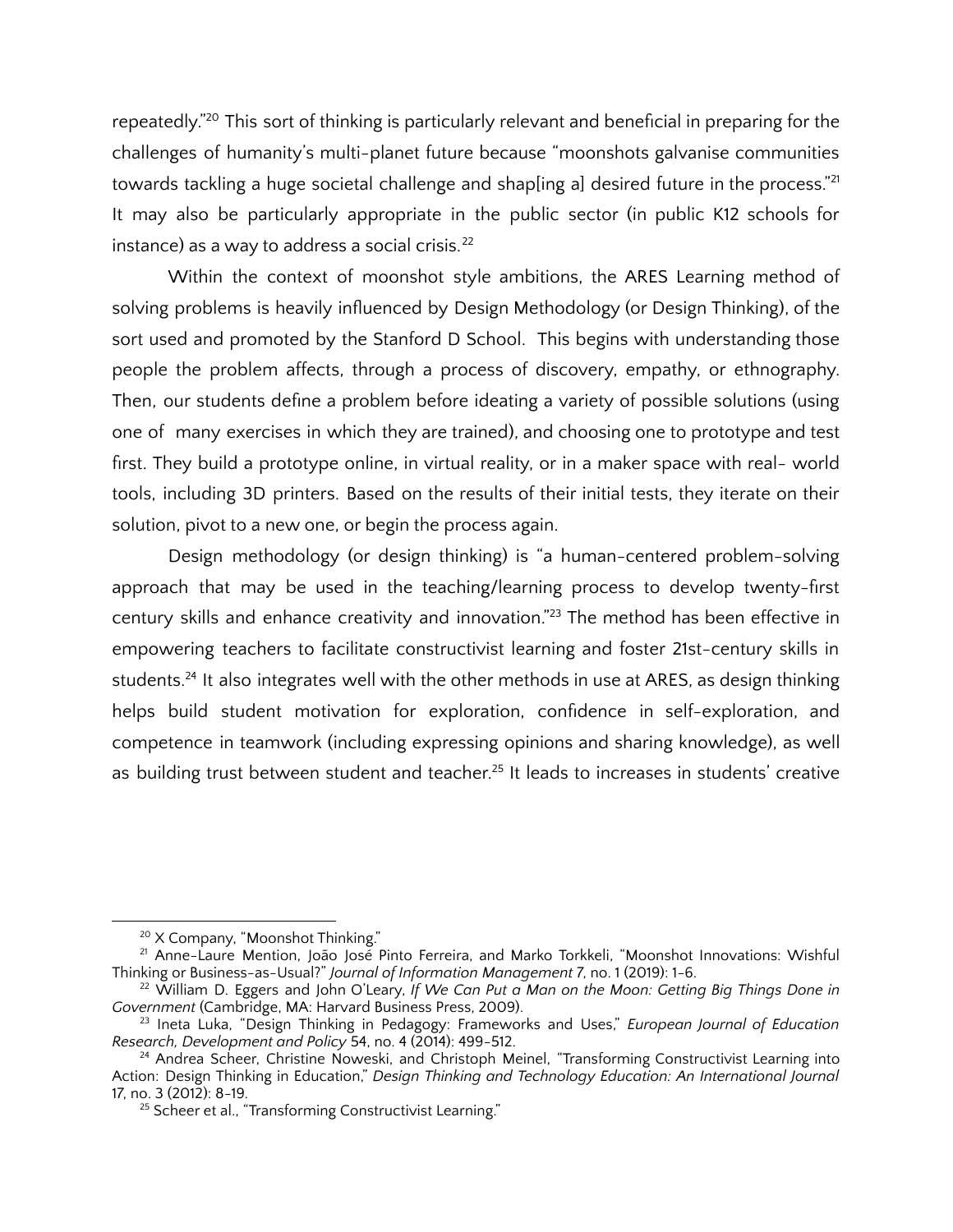repeatedly."[20] This sort of thinking is particularly relevant and beneficial in preparing for the challenges of humanity's multi-planet future because "moonshots galvanise communities towards tackling a huge societal challenge and shap[ing a] desired future in the process."[21] It may also be particularly appropriate in the public sector (in public K12 schools for instance) as a way to address a social crisis.[22]

Within the context of moonshot style ambitions, the ARES Learning method of solving problems is heavily influenced by Design Methodology (or Design Thinking), of the sort used and promoted by the Stanford D School. This begins with understanding those people the problem affects, through a process of discovery, empathy, or ethnography. Then, our students define a problem before ideating a variety of possible solutions (using one of many exercises in which they are trained), and choosing one to prototype and test first. They build a prototype online, in virtual reality, or in a maker space with real- world tools, including 3D printers. Based on the results of their initial tests, they iterate on their solution, pivot to a new one, or begin the process again.

Design methodology (or design thinking) is "a human-centered problem-solving approach that may be used in the teaching/learning process to develop twenty-first century skills and enhance creativity and innovation."[23] The method has been effective in empowering teachers to facilitate constructivist learning and foster 21st-century skills in students.[24] It also integrates well with the other methods in use at ARES, as design thinking helps build student motivation for exploration, confidence in self-exploration, and competence in teamwork (including expressing opinions and sharing knowledge), as well as building trust between student and teacher.[25] It leads to increases in students' creative

---

[20] X Company, "Moonshot Thinking."

[21] Anne-Laure Mention, João José Pinto Ferreira, and Marko Torkkeli, "Moonshot Innovations: Wishful Thinking or Business-as-Usual?" *Journal of Information Management* 7, no. 1 (2019): 1-6.

[22] William D. Eggers and John O'Leary, *If We Can Put a Man on the Moon: Getting Big Things Done in Government* (Cambridge, MA: Harvard Business Press, 2009).

[23] Ineta Luka, "Design Thinking in Pedagogy: Frameworks and Uses," *European Journal of Education Research, Development and Policy* 54, no. 4 (2014): 499-512.

[24] Andrea Scheer, Christine Noweski, and Christoph Meinel, "Transforming Constructivist Learning into Action: Design Thinking in Education," *Design Thinking and Technology Education: An International Journal* 17, no. 3 (2012): 8-19.

[25] Scheer et al., "Transforming Constructivist Learning."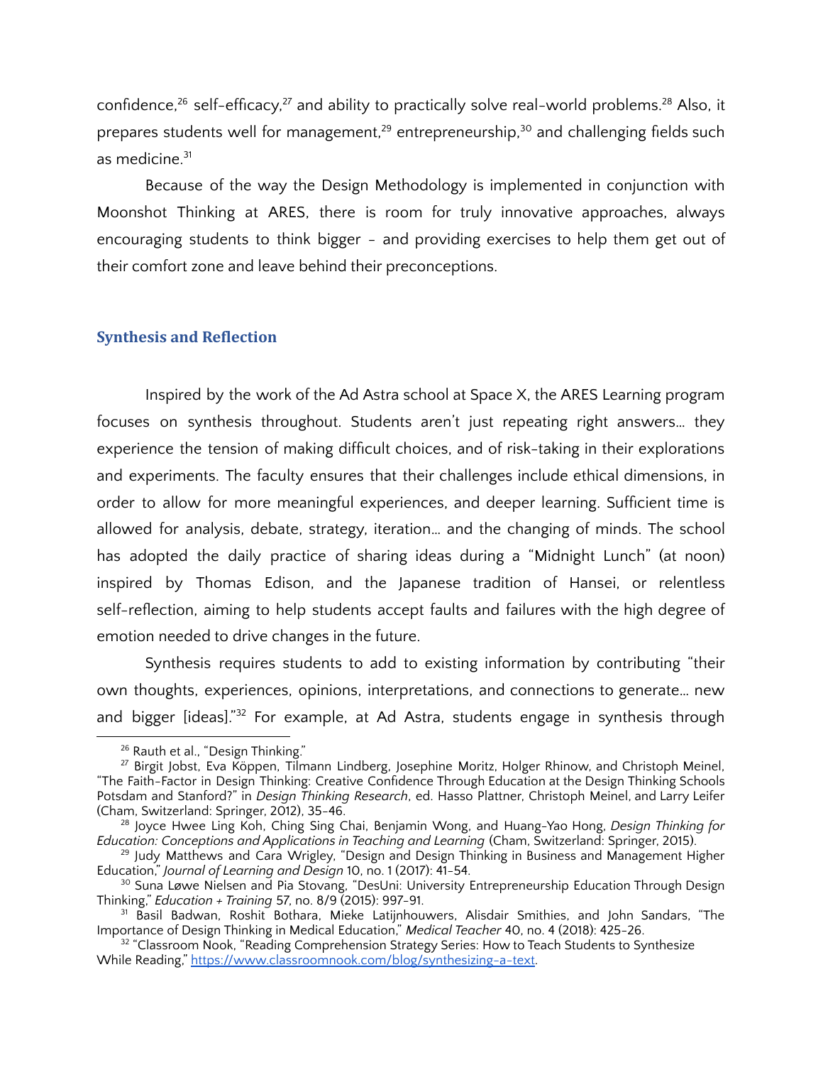confidence,[26] self-efficacy,[27] and ability to practically solve real-world problems.[28] Also, it prepares students well for management,[29] entrepreneurship,[30] and challenging fields such as medicine.[31]

Because of the way the Design Methodology is implemented in conjunction with Moonshot Thinking at ARES, there is room for truly innovative approaches, always encouraging students to think bigger - and providing exercises to help them get out of their comfort zone and leave behind their preconceptions.

## Synthesis and Reflection

Inspired by the work of the Ad Astra school at Space X, the ARES Learning program focuses on synthesis throughout. Students aren't just repeating right answers… they experience the tension of making difficult choices, and of risk-taking in their explorations and experiments. The faculty ensures that their challenges include ethical dimensions, in order to allow for more meaningful experiences, and deeper learning. Sufficient time is allowed for analysis, debate, strategy, iteration… and the changing of minds. The school has adopted the daily practice of sharing ideas during a "Midnight Lunch" (at noon) inspired by Thomas Edison, and the Japanese tradition of Hansei, or relentless self-reflection, aiming to help students accept faults and failures with the high degree of emotion needed to drive changes in the future.

Synthesis requires students to add to existing information by contributing "their own thoughts, experiences, opinions, interpretations, and connections to generate… new and bigger [ideas]."[32] For example, at Ad Astra, students engage in synthesis through

---

[26] Rauth et al., "Design Thinking."

[27] Birgit Jobst, Eva Köppen, Tilmann Lindberg, Josephine Moritz, Holger Rhinow, and Christoph Meinel, "The Faith-Factor in Design Thinking: Creative Confidence Through Education at the Design Thinking Schools Potsdam and Stanford?" in *Design Thinking Research*, ed. Hasso Plattner, Christoph Meinel, and Larry Leifer (Cham, Switzerland: Springer, 2012), 35-46.

[28] Joyce Hwee Ling Koh, Ching Sing Chai, Benjamin Wong, and Huang-Yao Hong, *Design Thinking for Education: Conceptions and Applications in Teaching and Learning* (Cham, Switzerland: Springer, 2015).

[29] Judy Matthews and Cara Wrigley, "Design and Design Thinking in Business and Management Higher Education," *Journal of Learning and Design* 10, no. 1 (2017): 41-54.

[30] Suna Løwe Nielsen and Pia Stovang, "DesUni: University Entrepreneurship Education Through Design Thinking," *Education + Training* 57, no. 8/9 (2015): 997-91.

[31] Basil Badwan, Roshit Bothara, Mieke Latijnhouwers, Alisdair Smithies, and John Sandars, "The Importance of Design Thinking in Medical Education," *Medical Teacher* 40, no. 4 (2018): 425-26.

[32] "Classroom Nook, "Reading Comprehension Strategy Series: How to Teach Students to Synthesize While Reading," https://www.classroomnook.com/blog/synthesizing-a-text.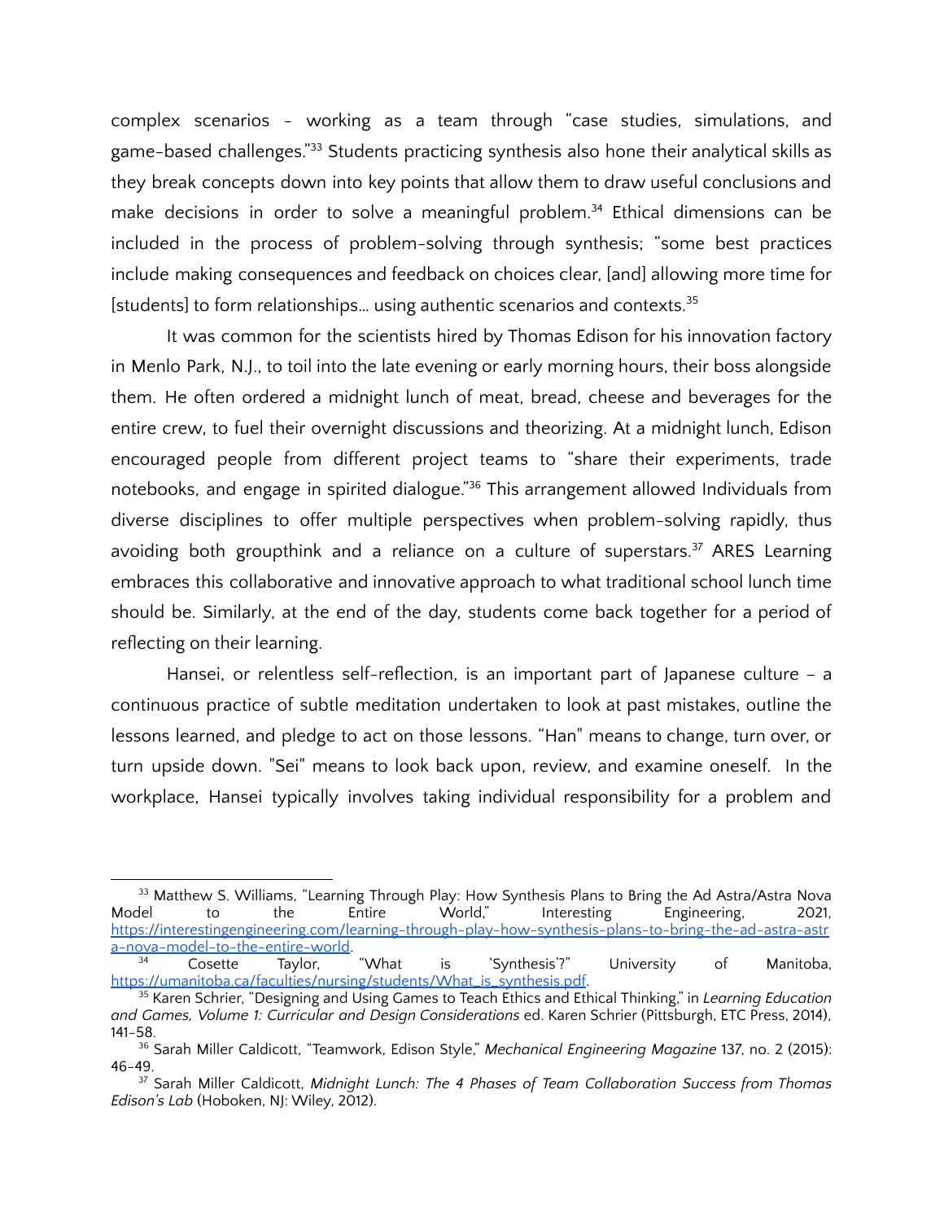complex scenarios - working as a team through "case studies, simulations, and game-based challenges."[33] Students practicing synthesis also hone their analytical skills as they break concepts down into key points that allow them to draw useful conclusions and make decisions in order to solve a meaningful problem.[34] Ethical dimensions can be included in the process of problem-solving through synthesis; "some best practices include making consequences and feedback on choices clear, [and] allowing more time for [students] to form relationships... using authentic scenarios and contexts.[35]

It was common for the scientists hired by Thomas Edison for his innovation factory in Menlo Park, N.J., to toil into the late evening or early morning hours, their boss alongside them. He often ordered a midnight lunch of meat, bread, cheese and beverages for the entire crew, to fuel their overnight discussions and theorizing. At a midnight lunch, Edison encouraged people from different project teams to "share their experiments, trade notebooks, and engage in spirited dialogue."[36] This arrangement allowed Individuals from diverse disciplines to offer multiple perspectives when problem-solving rapidly, thus avoiding both groupthink and a reliance on a culture of superstars.[37] ARES Learning embraces this collaborative and innovative approach to what traditional school lunch time should be. Similarly, at the end of the day, students come back together for a period of reflecting on their learning.

Hansei, or relentless self-reflection, is an important part of Japanese culture – a continuous practice of subtle meditation undertaken to look at past mistakes, outline the lessons learned, and pledge to act on those lessons. "Han" means to change, turn over, or turn upside down. "Sei" means to look back upon, review, and examine oneself. In the workplace, Hansei typically involves taking individual responsibility for a problem and

---

[33] Matthew S. Williams, "Learning Through Play: How Synthesis Plans to Bring the Ad Astra/Astra Nova Model to the Entire World," Interesting Engineering, 2021, https://interestingengineering.com/learning-through-play-how-synthesis-plans-to-bring-the-ad-astra-astra-nova-model-to-the-entire-world.

[34] Cosette Taylor, "What is 'Synthesis'?" University of Manitoba, https://umanitoba.ca/faculties/nursing/students/What_is_synthesis.pdf.

[35] Karen Schrier, "Designing and Using Games to Teach Ethics and Ethical Thinking," in *Learning Education and Games, Volume 1: Curricular and Design Considerations* ed. Karen Schrier (Pittsburgh, ETC Press, 2014), 141-58.

[36] Sarah Miller Caldicott, "Teamwork, Edison Style," *Mechanical Engineering Magazine* 137, no. 2 (2015): 46-49.

[37] Sarah Miller Caldicott, *Midnight Lunch: The 4 Phases of Team Collaboration Success from Thomas Edison's Lab* (Hoboken, NJ: Wiley, 2012).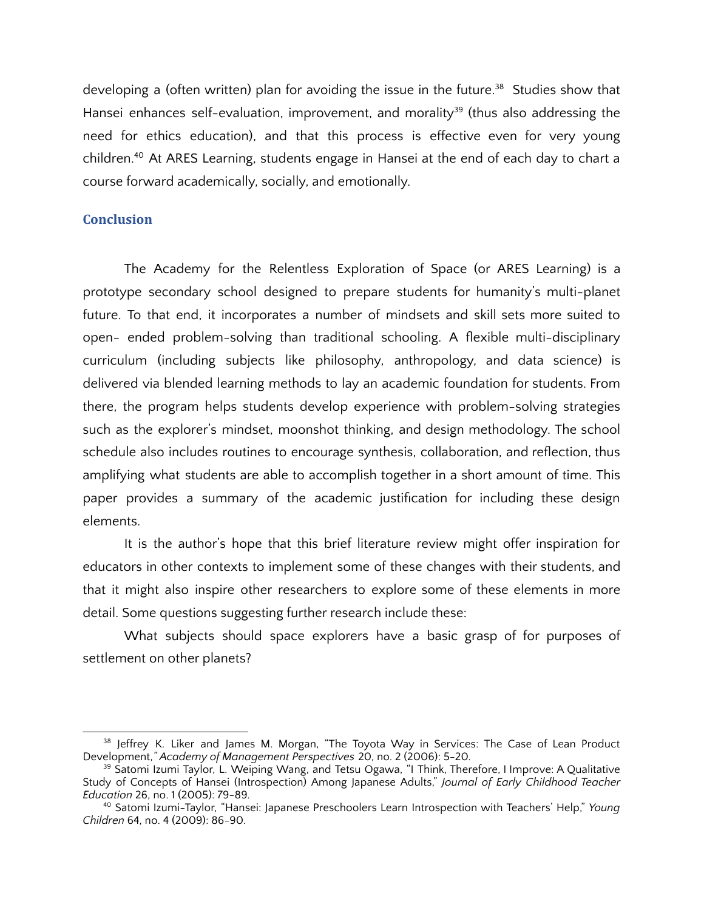developing a (often written) plan for avoiding the issue in the future.[38] Studies show that Hansei enhances self-evaluation, improvement, and morality[39] (thus also addressing the need for ethics education), and that this process is effective even for very young children.[40] At ARES Learning, students engage in Hansei at the end of each day to chart a course forward academically, socially, and emotionally.

## Conclusion

The Academy for the Relentless Exploration of Space (or ARES Learning) is a prototype secondary school designed to prepare students for humanity's multi-planet future. To that end, it incorporates a number of mindsets and skill sets more suited to open- ended problem-solving than traditional schooling. A flexible multi-disciplinary curriculum (including subjects like philosophy, anthropology, and data science) is delivered via blended learning methods to lay an academic foundation for students. From there, the program helps students develop experience with problem-solving strategies such as the explorer's mindset, moonshot thinking, and design methodology. The school schedule also includes routines to encourage synthesis, collaboration, and reflection, thus amplifying what students are able to accomplish together in a short amount of time. This paper provides a summary of the academic justification for including these design elements.

It is the author's hope that this brief literature review might offer inspiration for educators in other contexts to implement some of these changes with their students, and that it might also inspire other researchers to explore some of these elements in more detail. Some questions suggesting further research include these:

What subjects should space explorers have a basic grasp of for purposes of settlement on other planets?

---

[38] Jeffrey K. Liker and James M. Morgan, "The Toyota Way in Services: The Case of Lean Product Development," *Academy of Management Perspectives* 20, no. 2 (2006): 5-20.

[39] Satomi Izumi Taylor, L. Weiping Wang, and Tetsu Ogawa, "I Think, Therefore, I Improve: A Qualitative Study of Concepts of Hansei (Introspection) Among Japanese Adults," *Journal of Early Childhood Teacher Education* 26, no. 1 (2005): 79-89.

[40] Satomi Izumi-Taylor, "Hansei: Japanese Preschoolers Learn Introspection with Teachers' Help," *Young Children* 64, no. 4 (2009): 86-90.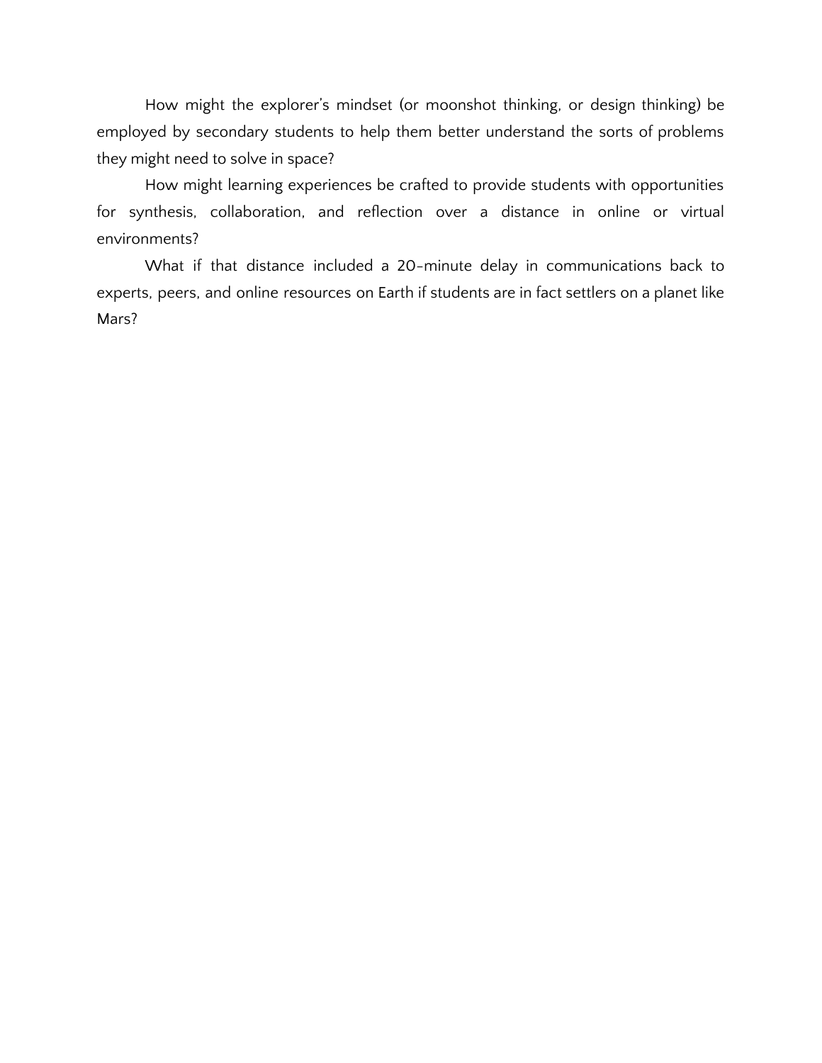How might the explorer's mindset (or moonshot thinking, or design thinking) be employed by secondary students to help them better understand the sorts of problems they might need to solve in space?

How might learning experiences be crafted to provide students with opportunities for synthesis, collaboration, and reflection over a distance in online or virtual environments?

What if that distance included a 20-minute delay in communications back to experts, peers, and online resources on Earth if students are in fact settlers on a planet like Mars?